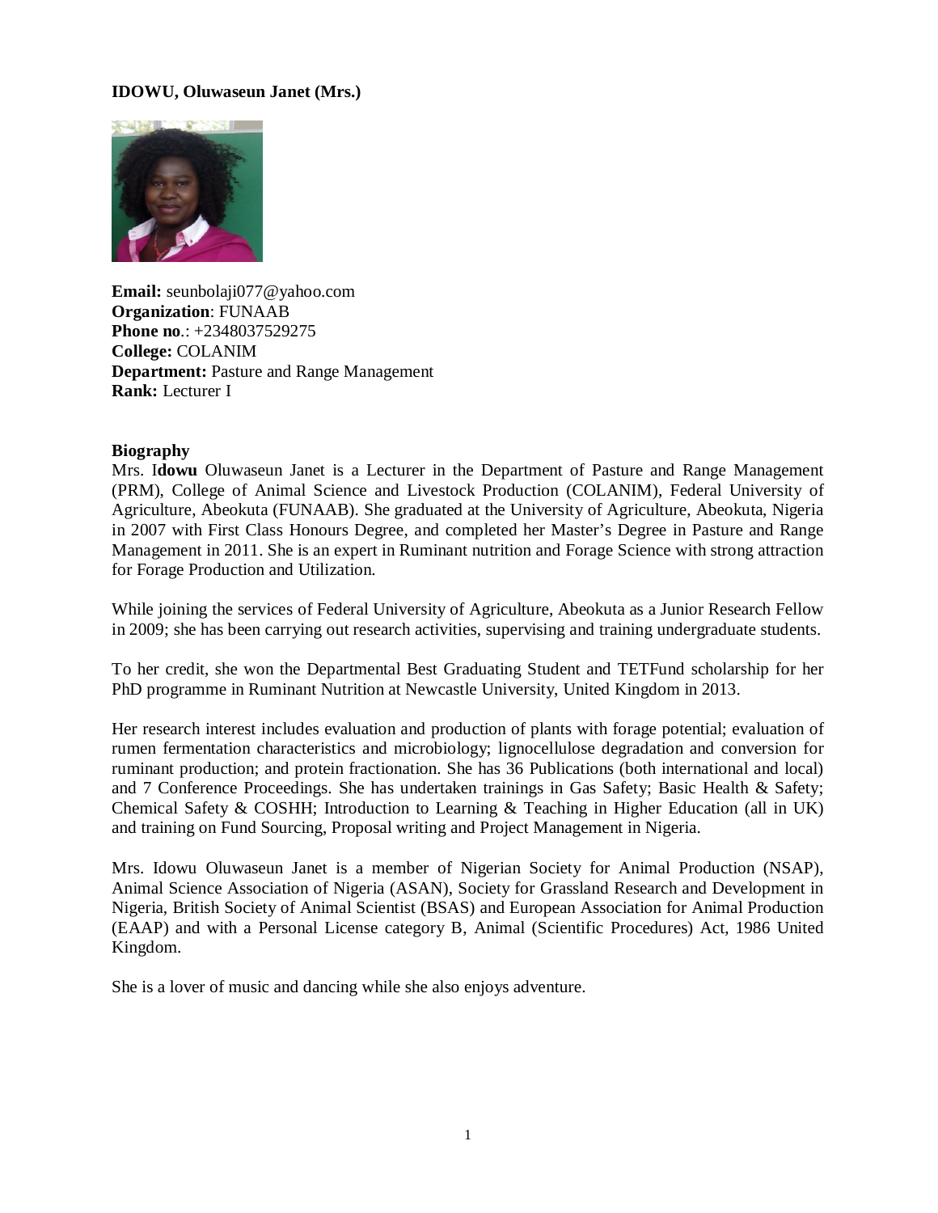**IDOWU, Oluwaseun Janet (Mrs.)**

**Email:** seunbolaji077@yahoo.com
**Organization**: FUNAAB
**Phone no**.: +2348037529275
**College:** COLANIM
**Department:** Pasture and Range Management
**Rank:** Lecturer I

**Biography**

Mrs. I**dowu** Oluwaseun Janet is a Lecturer in the Department of Pasture and Range Management (PRM), College of Animal Science and Livestock Production (COLANIM), Federal University of Agriculture, Abeokuta (FUNAAB). She graduated at the University of Agriculture, Abeokuta, Nigeria in 2007 with First Class Honours Degree, and completed her Master's Degree in Pasture and Range Management in 2011. She is an expert in Ruminant nutrition and Forage Science with strong attraction for Forage Production and Utilization.

While joining the services of Federal University of Agriculture, Abeokuta as a Junior Research Fellow in 2009; she has been carrying out research activities, supervising and training undergraduate students.

To her credit, she won the Departmental Best Graduating Student and TETFund scholarship for her PhD programme in Ruminant Nutrition at Newcastle University, United Kingdom in 2013.

Her research interest includes evaluation and production of plants with forage potential; evaluation of rumen fermentation characteristics and microbiology; lignocellulose degradation and conversion for ruminant production; and protein fractionation. She has 36 Publications (both international and local) and 7 Conference Proceedings. She has undertaken trainings in Gas Safety; Basic Health & Safety; Chemical Safety & COSHH; Introduction to Learning & Teaching in Higher Education (all in UK) and training on Fund Sourcing, Proposal writing and Project Management in Nigeria.

Mrs. Idowu Oluwaseun Janet is a member of Nigerian Society for Animal Production (NSAP), Animal Science Association of Nigeria (ASAN), Society for Grassland Research and Development in Nigeria, British Society of Animal Scientist (BSAS) and European Association for Animal Production (EAAP) and with a Personal License category B, Animal (Scientific Procedures) Act, 1986 United Kingdom.

She is a lover of music and dancing while she also enjoys adventure.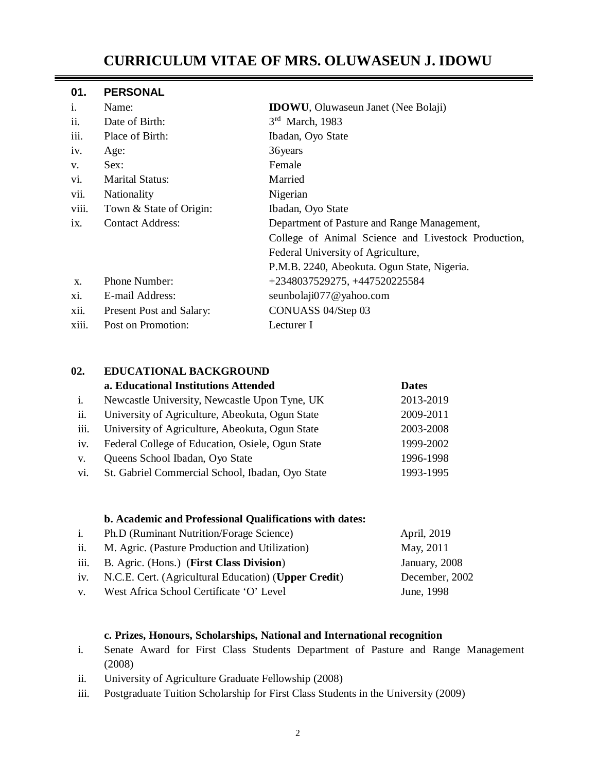# CURRICULUM VITAE OF MRS. OLUWASEUN J. IDOWU

## 01. PERSONAL

| | | |
|---|---|---|
| i. | Name: | **IDOWU**, Oluwaseun Janet (Nee Bolaji) |
| ii. | Date of Birth: | 3rd March, 1983 |
| iii. | Place of Birth: | Ibadan, Oyo State |
| iv. | Age: | 36years |
| v. | Sex: | Female |
| vi. | Marital Status: | Married |
| vii. | Nationality | Nigerian |
| viii. | Town & State of Origin: | Ibadan, Oyo State |
| ix. | Contact Address: | Department of Pasture and Range Management, College of Animal Science and Livestock Production, Federal University of Agriculture, P.M.B. 2240, Abeokuta. Ogun State, Nigeria. |
| x. | Phone Number: | +2348037529275, +447520225584 |
| xi. | E-mail Address: | seunbolaji077@yahoo.com |
| xii. | Present Post and Salary: | CONUASS 04/Step 03 |
| xiii. | Post on Promotion: | Lecturer I |

## 02. EDUCATIONAL BACKGROUND

### a. Educational Institutions Attended

| | Institution | Dates |
|---|---|---|
| i. | Newcastle University, Newcastle Upon Tyne, UK | 2013-2019 |
| ii. | University of Agriculture, Abeokuta, Ogun State | 2009-2011 |
| iii. | University of Agriculture, Abeokuta, Ogun State | 2003-2008 |
| iv. | Federal College of Education, Osiele, Ogun State | 1999-2002 |
| v. | Queens School Ibadan, Oyo State | 1996-1998 |
| vi. | St. Gabriel Commercial School, Ibadan, Oyo State | 1993-1995 |

### b. Academic and Professional Qualifications with dates:

| | Qualification | Date |
|---|---|---|
| i. | Ph.D (Ruminant Nutrition/Forage Science) | April, 2019 |
| ii. | M. Agric. (Pasture Production and Utilization) | May, 2011 |
| iii. | B. Agric. (Hons.) (**First Class Division**) | January, 2008 |
| iv. | N.C.E. Cert. (Agricultural Education) (**Upper Credit**) | December, 2002 |
| v. | West Africa School Certificate 'O' Level | June, 1998 |

### c. Prizes, Honours, Scholarships, National and International recognition

i. Senate Award for First Class Students Department of Pasture and Range Management (2008)

ii. University of Agriculture Graduate Fellowship (2008)

iii. Postgraduate Tuition Scholarship for First Class Students in the University (2009)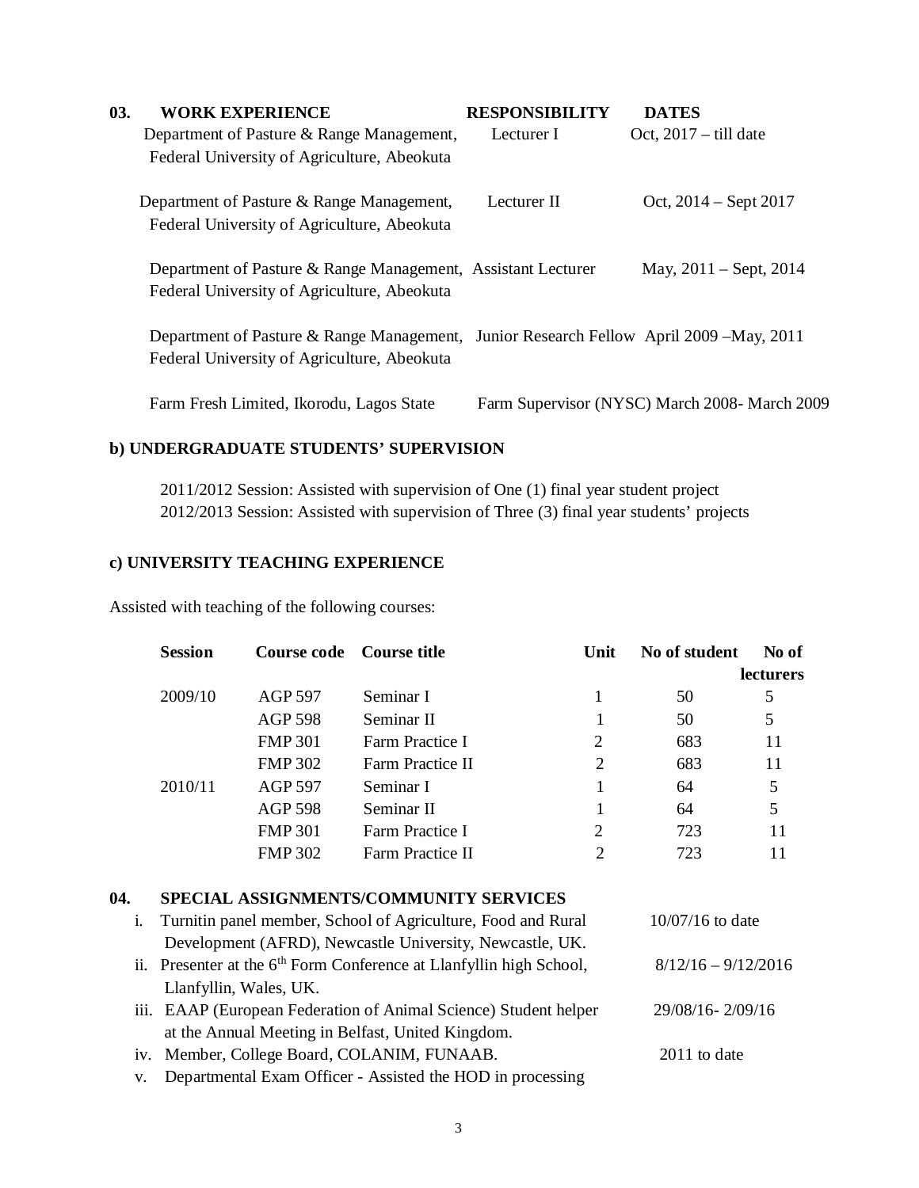## 03. WORK EXPERIENCE

| WORK EXPERIENCE | RESPONSIBILITY | DATES |
| --- | --- | --- |
| Department of Pasture & Range Management, Federal University of Agriculture, Abeokuta | Lecturer I | Oct, 2017 – till date |
| Department of Pasture & Range Management, Federal University of Agriculture, Abeokuta | Lecturer II | Oct, 2014 – Sept 2017 |
| Department of Pasture & Range Management, Federal University of Agriculture, Abeokuta | Assistant Lecturer | May, 2011 – Sept, 2014 |
| Department of Pasture & Range Management, Federal University of Agriculture, Abeokuta | Junior Research Fellow | April 2009 –May, 2011 |
| Farm Fresh Limited, Ikorodu, Lagos State | Farm Supervisor (NYSC) | March 2008- March 2009 |

### b) UNDERGRADUATE STUDENTS' SUPERVISION

2011/2012 Session: Assisted with supervision of One (1) final year student project
2012/2013 Session: Assisted with supervision of Three (3) final year students' projects

### c) UNIVERSITY TEACHING EXPERIENCE

Assisted with teaching of the following courses:

| Session | Course code | Course title | Unit | No of student | No of lecturers |
| --- | --- | --- | --- | --- | --- |
| 2009/10 | AGP 597 | Seminar I | 1 | 50 | 5 |
| | AGP 598 | Seminar II | 1 | 50 | 5 |
| | FMP 301 | Farm Practice I | 2 | 683 | 11 |
| | FMP 302 | Farm Practice II | 2 | 683 | 11 |
| 2010/11 | AGP 597 | Seminar I | 1 | 64 | 5 |
| | AGP 598 | Seminar II | 1 | 64 | 5 |
| | FMP 301 | Farm Practice I | 2 | 723 | 11 |
| | FMP 302 | Farm Practice II | 2 | 723 | 11 |

## 04. SPECIAL ASSIGNMENTS/COMMUNITY SERVICES

i. Turnitin panel member, School of Agriculture, Food and Rural Development (AFRD), Newcastle University, Newcastle, UK. — 10/07/16 to date

ii. Presenter at the 6th Form Conference at Llanfyllin high School, Llanfyllin, Wales, UK. — 8/12/16 – 9/12/2016

iii. EAAP (European Federation of Animal Science) Student helper at the Annual Meeting in Belfast, United Kingdom. — 29/08/16- 2/09/16

iv. Member, College Board, COLANIM, FUNAAB. — 2011 to date

v. Departmental Exam Officer - Assisted the HOD in processing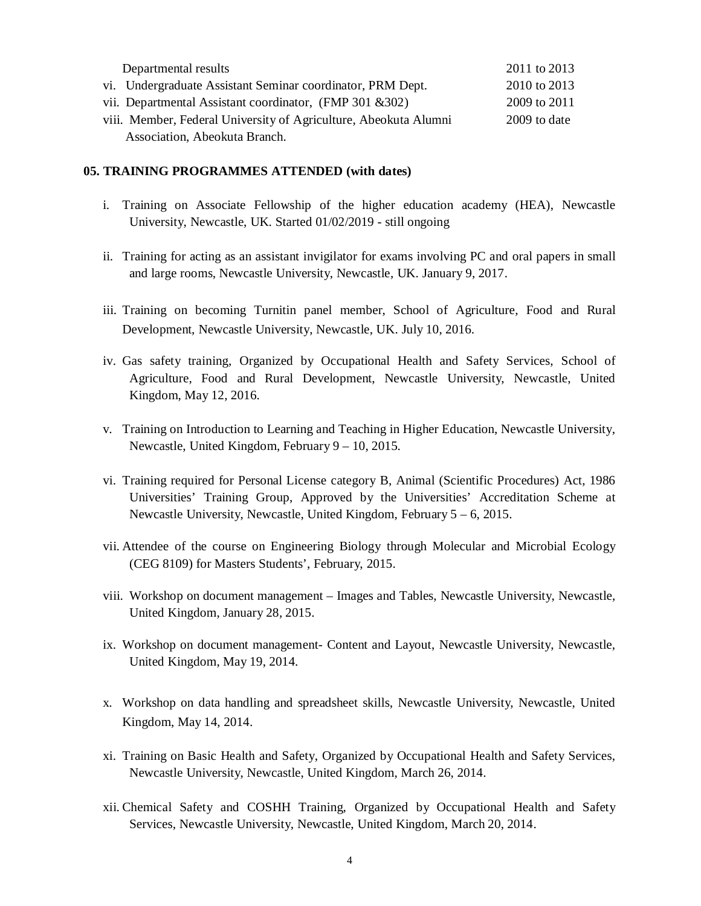| | |
|---|---|
| Departmental results | 2011 to 2013 |
| vi. Undergraduate Assistant Seminar coordinator, PRM Dept. | 2010 to 2013 |
| vii. Departmental Assistant coordinator, (FMP 301 &302) | 2009 to 2011 |
| viii. Member, Federal University of Agriculture, Abeokuta Alumni Association, Abeokuta Branch. | 2009 to date |

**05. TRAINING PROGRAMMES ATTENDED (with dates)**

i. Training on Associate Fellowship of the higher education academy (HEA), Newcastle University, Newcastle, UK. Started 01/02/2019 - still ongoing

ii. Training for acting as an assistant invigilator for exams involving PC and oral papers in small and large rooms, Newcastle University, Newcastle, UK. January 9, 2017.

iii. Training on becoming Turnitin panel member, School of Agriculture, Food and Rural Development, Newcastle University, Newcastle, UK. July 10, 2016.

iv. Gas safety training, Organized by Occupational Health and Safety Services, School of Agriculture, Food and Rural Development, Newcastle University, Newcastle, United Kingdom, May 12, 2016.

v. Training on Introduction to Learning and Teaching in Higher Education, Newcastle University, Newcastle, United Kingdom, February 9 – 10, 2015.

vi. Training required for Personal License category B, Animal (Scientific Procedures) Act, 1986 Universities' Training Group, Approved by the Universities' Accreditation Scheme at Newcastle University, Newcastle, United Kingdom, February 5 – 6, 2015.

vii. Attendee of the course on Engineering Biology through Molecular and Microbial Ecology (CEG 8109) for Masters Students', February, 2015.

viii. Workshop on document management – Images and Tables, Newcastle University, Newcastle, United Kingdom, January 28, 2015.

ix. Workshop on document management- Content and Layout, Newcastle University, Newcastle, United Kingdom, May 19, 2014.

x. Workshop on data handling and spreadsheet skills, Newcastle University, Newcastle, United Kingdom, May 14, 2014.

xi. Training on Basic Health and Safety, Organized by Occupational Health and Safety Services, Newcastle University, Newcastle, United Kingdom, March 26, 2014.

xii. Chemical Safety and COSHH Training, Organized by Occupational Health and Safety Services, Newcastle University, Newcastle, United Kingdom, March 20, 2014.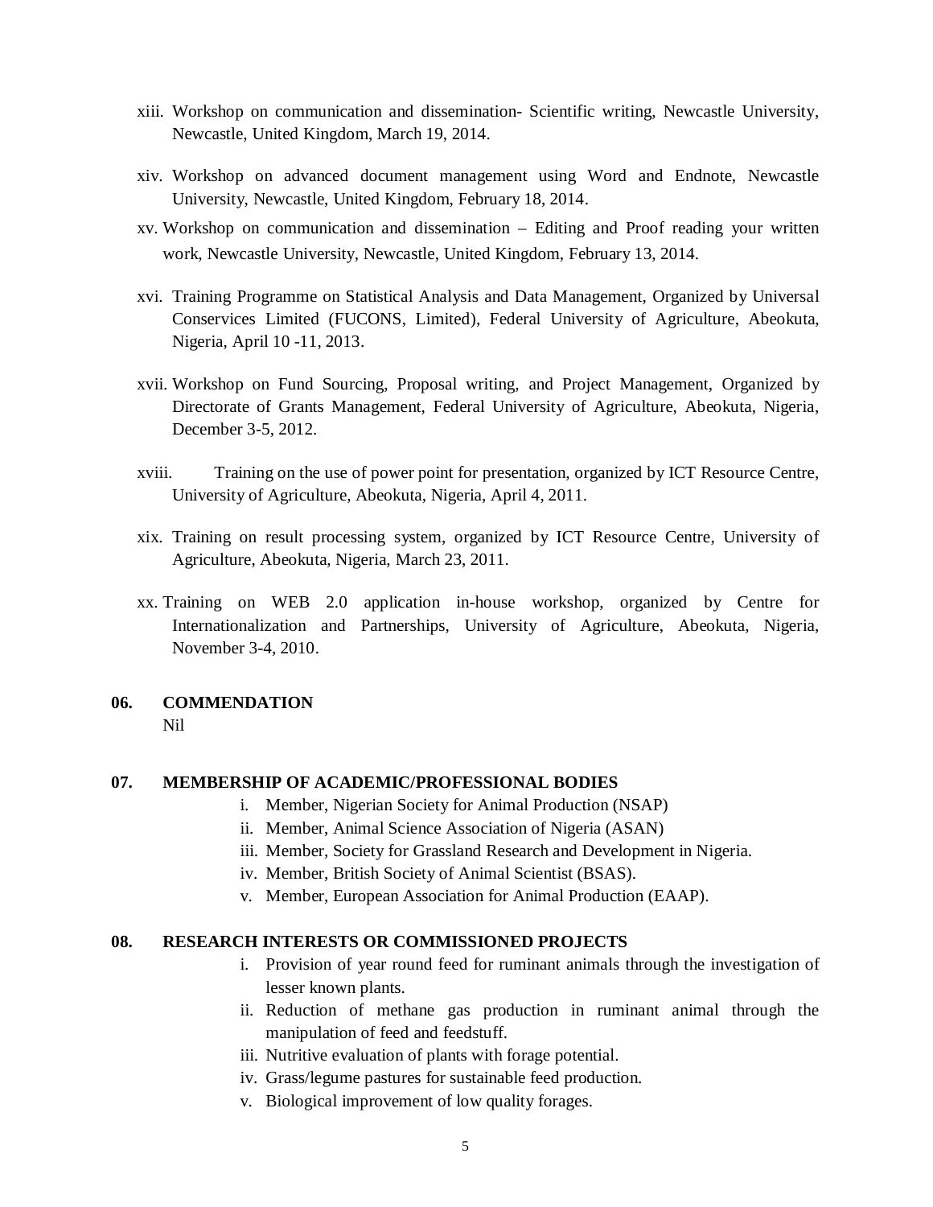xiii. Workshop on communication and dissemination- Scientific writing, Newcastle University, Newcastle, United Kingdom, March 19, 2014.

xiv. Workshop on advanced document management using Word and Endnote, Newcastle University, Newcastle, United Kingdom, February 18, 2014.

xv. Workshop on communication and dissemination – Editing and Proof reading your written work, Newcastle University, Newcastle, United Kingdom, February 13, 2014.

xvi. Training Programme on Statistical Analysis and Data Management, Organized by Universal Conservices Limited (FUCONS, Limited), Federal University of Agriculture, Abeokuta, Nigeria, April 10 -11, 2013.

xvii. Workshop on Fund Sourcing, Proposal writing, and Project Management, Organized by Directorate of Grants Management, Federal University of Agriculture, Abeokuta, Nigeria, December 3-5, 2012.

xviii. Training on the use of power point for presentation, organized by ICT Resource Centre, University of Agriculture, Abeokuta, Nigeria, April 4, 2011.

xix. Training on result processing system, organized by ICT Resource Centre, University of Agriculture, Abeokuta, Nigeria, March 23, 2011.

xx. Training on WEB 2.0 application in-house workshop, organized by Centre for Internationalization and Partnerships, University of Agriculture, Abeokuta, Nigeria, November 3-4, 2010.

## 06. COMMENDATION

Nil

## 07. MEMBERSHIP OF ACADEMIC/PROFESSIONAL BODIES

i. Member, Nigerian Society for Animal Production (NSAP)
ii. Member, Animal Science Association of Nigeria (ASAN)
iii. Member, Society for Grassland Research and Development in Nigeria.
iv. Member, British Society of Animal Scientist (BSAS).
v. Member, European Association for Animal Production (EAAP).

## 08. RESEARCH INTERESTS OR COMMISSIONED PROJECTS

i. Provision of year round feed for ruminant animals through the investigation of lesser known plants.
ii. Reduction of methane gas production in ruminant animal through the manipulation of feed and feedstuff.
iii. Nutritive evaluation of plants with forage potential.
iv. Grass/legume pastures for sustainable feed production.
v. Biological improvement of low quality forages.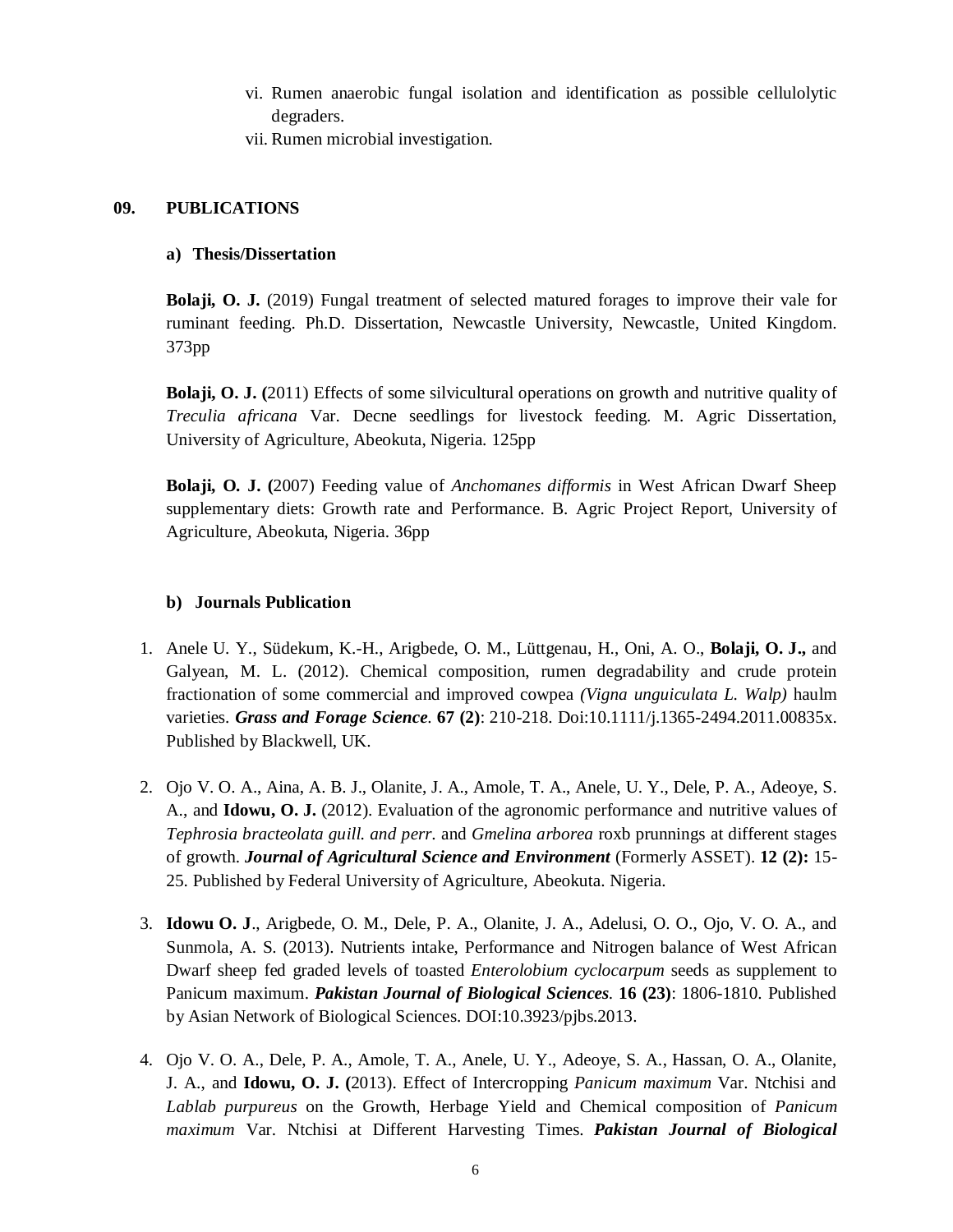vi. Rumen anaerobic fungal isolation and identification as possible cellulolytic degraders.

vii. Rumen microbial investigation.

## 09. PUBLICATIONS

### a) Thesis/Dissertation

**Bolaji, O. J.** (2019) Fungal treatment of selected matured forages to improve their vale for ruminant feeding. Ph.D. Dissertation, Newcastle University, Newcastle, United Kingdom. 373pp

**Bolaji, O. J. (**2011) Effects of some silvicultural operations on growth and nutritive quality of *Treculia africana* Var. Decne seedlings for livestock feeding. M. Agric Dissertation, University of Agriculture, Abeokuta, Nigeria. 125pp

**Bolaji, O. J. (**2007) Feeding value of *Anchomanes difformis* in West African Dwarf Sheep supplementary diets: Growth rate and Performance. B. Agric Project Report, University of Agriculture, Abeokuta, Nigeria. 36pp

### b) Journals Publication

1. Anele U. Y., Südekum, K.-H., Arigbede, O. M., Lüttgenau, H., Oni, A. O., **Bolaji, O. J.,** and Galyean, M. L. (2012). Chemical composition, rumen degradability and crude protein fractionation of some commercial and improved cowpea *(Vigna unguiculata L. Walp)* haulm varieties. ***Grass and Forage Science*.** **67 (2)**: 210-218. Doi:10.1111/j.1365-2494.2011.00835x. Published by Blackwell, UK.

2. Ojo V. O. A., Aina, A. B. J., Olanite, J. A., Amole, T. A., Anele, U. Y., Dele, P. A., Adeoye, S. A., and **Idowu, O. J.** (2012). Evaluation of the agronomic performance and nutritive values of *Tephrosia bracteolata guill. and perr*. and *Gmelina arborea* roxb prunnings at different stages of growth. ***Journal of Agricultural Science and Environment*** (Formerly ASSET). **12 (2):** 15-25. Published by Federal University of Agriculture, Abeokuta. Nigeria.

3. **Idowu O. J**., Arigbede, O. M., Dele, P. A., Olanite, J. A., Adelusi, O. O., Ojo, V. O. A., and Sunmola, A. S. (2013). Nutrients intake, Performance and Nitrogen balance of West African Dwarf sheep fed graded levels of toasted *Enterolobium cyclocarpum* seeds as supplement to Panicum maximum. ***Pakistan Journal of Biological Sciences*.** **16 (23)**: 1806-1810. Published by Asian Network of Biological Sciences. DOI:10.3923/pjbs.2013.

4. Ojo V. O. A., Dele, P. A., Amole, T. A., Anele, U. Y., Adeoye, S. A., Hassan, O. A., Olanite, J. A., and **Idowu, O. J. (**2013). Effect of Intercropping *Panicum maximum* Var. Ntchisi and *Lablab purpureus* on the Growth, Herbage Yield and Chemical composition of *Panicum maximum* Var. Ntchisi at Different Harvesting Times. ***Pakistan Journal of Biological***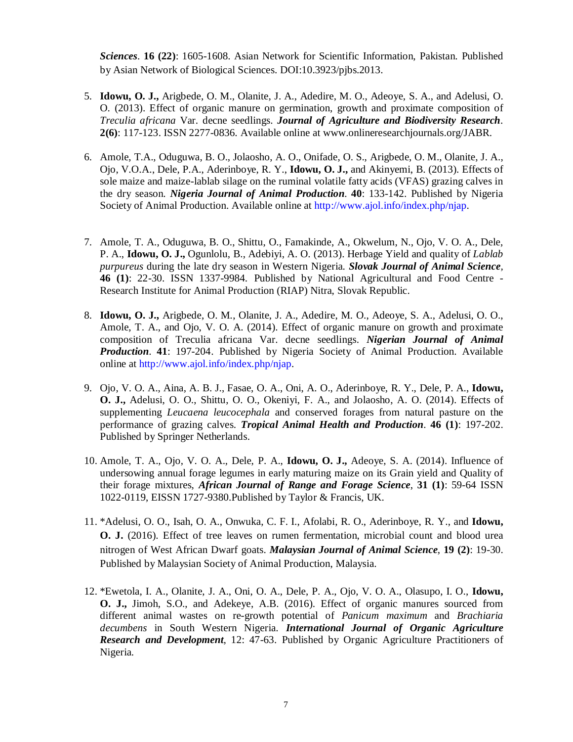*Sciences*. **16 (22)**: 1605-1608. Asian Network for Scientific Information, Pakistan. Published by Asian Network of Biological Sciences. DOI:10.3923/pjbs.2013.

5. **Idowu, O. J.,** Arigbede, O. M., Olanite, J. A., Adedire, M. O., Adeoye, S. A., and Adelusi, O. O. (2013). Effect of organic manure on germination, growth and proximate composition of *Treculia africana* Var. decne seedlings. ***Journal of Agriculture and Biodiversity Research***. **2(6)**: 117-123. ISSN 2277-0836. Available online at www.onlineresearchjournals.org/JABR.

6. Amole, T.A., Oduguwa, B. O., Jolaosho, A. O., Onifade, O. S., Arigbede, O. M., Olanite, J. A., Ojo, V.O.A., Dele, P.A., Aderinboye, R. Y., **Idowu, O. J.,** and Akinyemi, B. (2013). Effects of sole maize and maize-lablab silage on the ruminal volatile fatty acids (VFAS) grazing calves in the dry season. ***Nigeria Journal of Animal Production***. **40**: 133-142. Published by Nigeria Society of Animal Production. Available online at http://www.ajol.info/index.php/njap.

7. Amole, T. A., Oduguwa, B. O., Shittu, O., Famakinde, A., Okwelum, N., Ojo, V. O. A., Dele, P. A., **Idowu, O. J.,** Ogunlolu, B., Adebiyi, A. O. (2013). Herbage Yield and quality of *Lablab purpureus* during the late dry season in Western Nigeria. ***Slovak Journal of Animal Science***, **46 (1)**: 22-30. ISSN 1337-9984. Published by National Agricultural and Food Centre - Research Institute for Animal Production (RIAP) Nitra, Slovak Republic.

8. **Idowu, O. J.,** Arigbede, O. M., Olanite, J. A., Adedire, M. O., Adeoye, S. A., Adelusi, O. O., Amole, T. A., and Ojo, V. O. A. (2014). Effect of organic manure on growth and proximate composition of Treculia africana Var. decne seedlings. ***Nigerian Journal of Animal Production***. **41**: 197-204. Published by Nigeria Society of Animal Production. Available online at http://www.ajol.info/index.php/njap.

9. Ojo, V. O. A., Aina, A. B. J., Fasae, O. A., Oni, A. O., Aderinboye, R. Y., Dele, P. A., **Idowu, O. J.,** Adelusi, O. O., Shittu, O. O., Okeniyi, F. A., and Jolaosho, A. O. (2014). Effects of supplementing *Leucaena leucocephala* and conserved forages from natural pasture on the performance of grazing calves. ***Tropical Animal Health and Production***. **46 (1)**: 197-202. Published by Springer Netherlands.

10. Amole, T. A., Ojo, V. O. A., Dele, P. A., **Idowu, O. J.,** Adeoye, S. A. (2014). Influence of undersowing annual forage legumes in early maturing maize on its Grain yield and Quality of their forage mixtures, ***African Journal of Range and Forage Science***, **31 (1)**: 59-64 ISSN 1022-0119, EISSN 1727-9380.Published by Taylor & Francis, UK.

11. *Adelusi, O. O., Isah, O. A., Onwuka, C. F. I., Afolabi, R. O., Aderinboye, R. Y., and **Idowu, O. J.** (2016). Effect of tree leaves on rumen fermentation, microbial count and blood urea nitrogen of West African Dwarf goats. ***Malaysian Journal of Animal Science***, **19 (2)**: 19-30. Published by Malaysian Society of Animal Production, Malaysia.

12. *Ewetola, I. A., Olanite, J. A., Oni, O. A., Dele, P. A., Ojo, V. O. A., Olasupo, I. O., **Idowu, O. J.,** Jimoh, S.O., and Adekeye, A.B. (2016). Effect of organic manures sourced from different animal wastes on re-growth potential of *Panicum maximum* and *Brachiaria decumbens* in South Western Nigeria. ***International Journal of Organic Agriculture Research and Development***, 12: 47-63. Published by Organic Agriculture Practitioners of Nigeria.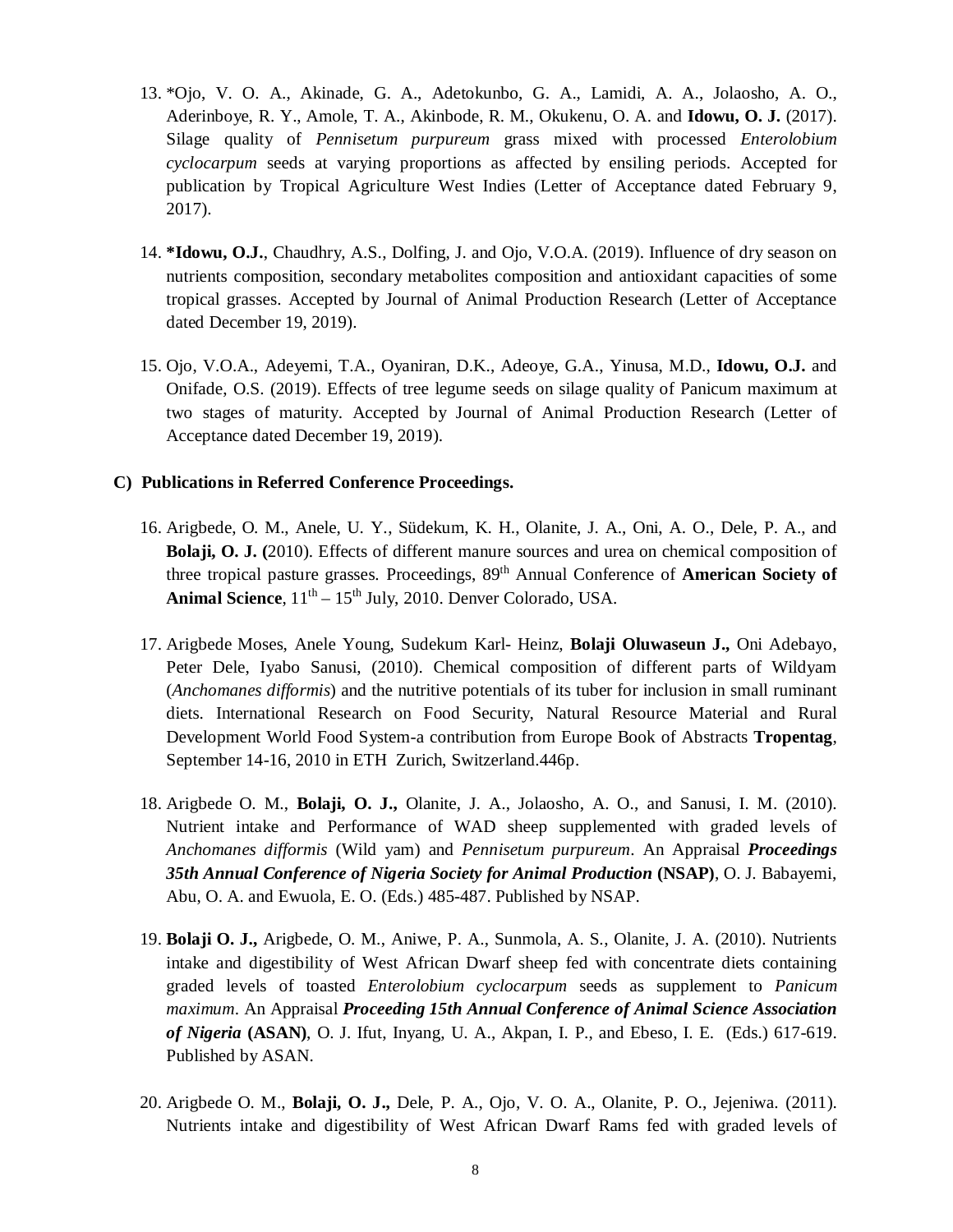13. *Ojo, V. O. A., Akinade, G. A., Adetokunbo, G. A., Lamidi, A. A., Jolaosho, A. O., Aderinboye, R. Y., Amole, T. A., Akinbode, R. M., Okukenu, O. A. and **Idowu, O. J.** (2017). Silage quality of *Pennisetum purpureum* grass mixed with processed *Enterolobium cyclocarpum* seeds at varying proportions as affected by ensiling periods. Accepted for publication by Tropical Agriculture West Indies (Letter of Acceptance dated February 9, 2017).

14. ***Idowu, O.J.**, Chaudhry, A.S., Dolfing, J. and Ojo, V.O.A. (2019). Influence of dry season on nutrients composition, secondary metabolites composition and antioxidant capacities of some tropical grasses. Accepted by Journal of Animal Production Research (Letter of Acceptance dated December 19, 2019).

15. Ojo, V.O.A., Adeyemi, T.A., Oyaniran, D.K., Adeoye, G.A., Yinusa, M.D., **Idowu, O.J.** and Onifade, O.S. (2019). Effects of tree legume seeds on silage quality of Panicum maximum at two stages of maturity. Accepted by Journal of Animal Production Research (Letter of Acceptance dated December 19, 2019).

**C) Publications in Referred Conference Proceedings.**

16. Arigbede, O. M., Anele, U. Y., Südekum, K. H., Olanite, J. A., Oni, A. O., Dele, P. A., and **Bolaji, O. J. (**2010). Effects of different manure sources and urea on chemical composition of three tropical pasture grasses. Proceedings, 89th Annual Conference of **American Society of Animal Science**, 11th – 15th July, 2010. Denver Colorado, USA.

17. Arigbede Moses, Anele Young, Sudekum Karl- Heinz, **Bolaji Oluwaseun J.,** Oni Adebayo, Peter Dele, Iyabo Sanusi, (2010). Chemical composition of different parts of Wildyam (*Anchomanes difformis*) and the nutritive potentials of its tuber for inclusion in small ruminant diets. International Research on Food Security, Natural Resource Material and Rural Development World Food System-a contribution from Europe Book of Abstracts **Tropentag**, September 14-16, 2010 in ETH Zurich, Switzerland.446p.

18. Arigbede O. M., **Bolaji, O. J.,** Olanite, J. A., Jolaosho, A. O., and Sanusi, I. M. (2010). Nutrient intake and Performance of WAD sheep supplemented with graded levels of *Anchomanes difformis* (Wild yam) and *Pennisetum purpureum*. An Appraisal ***Proceedings 35th Annual Conference of Nigeria Society for Animal Production*** **(NSAP)**, O. J. Babayemi, Abu, O. A. and Ewuola, E. O. (Eds.) 485-487. Published by NSAP.

19. **Bolaji O. J.,** Arigbede, O. M., Aniwe, P. A., Sunmola, A. S., Olanite, J. A. (2010). Nutrients intake and digestibility of West African Dwarf sheep fed with concentrate diets containing graded levels of toasted *Enterolobium cyclocarpum* seeds as supplement to *Panicum maximum*. An Appraisal ***Proceeding 15th Annual Conference of Animal Science Association of Nigeria*** **(ASAN)**, O. J. Ifut, Inyang, U. A., Akpan, I. P., and Ebeso, I. E. (Eds.) 617-619. Published by ASAN.

20. Arigbede O. M., **Bolaji, O. J.,** Dele, P. A., Ojo, V. O. A., Olanite, P. O., Jejeniwa. (2011). Nutrients intake and digestibility of West African Dwarf Rams fed with graded levels of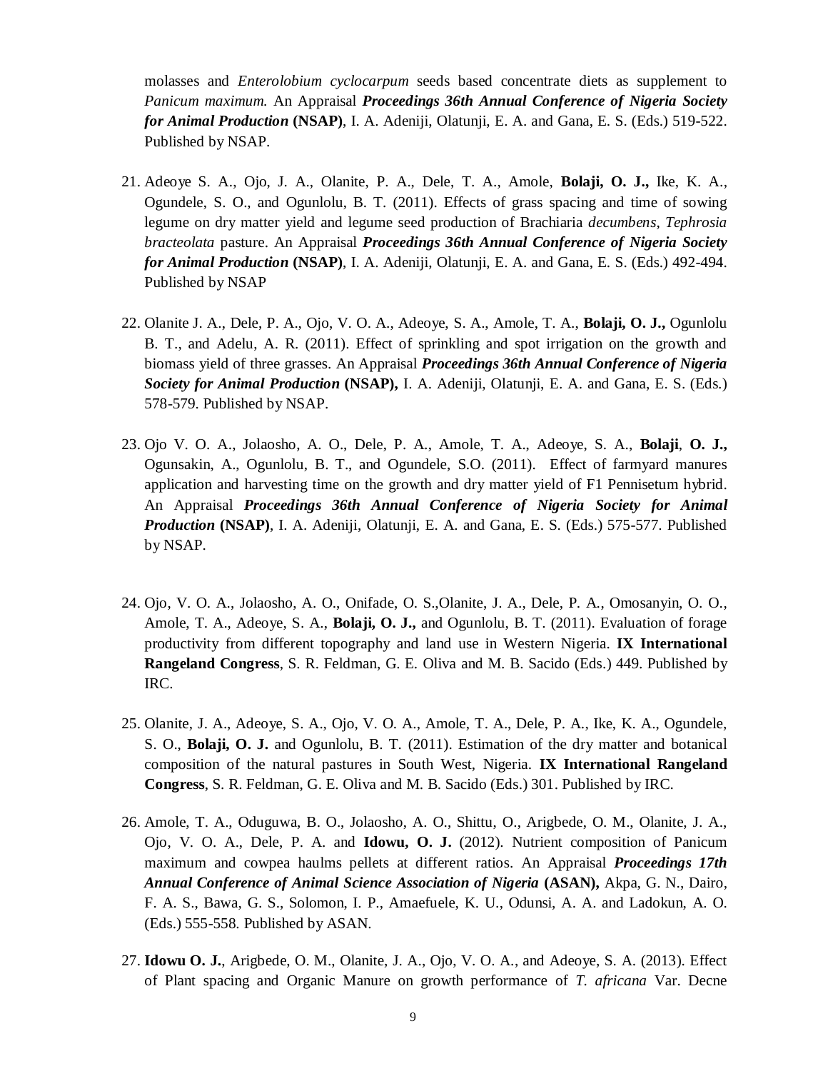molasses and *Enterolobium cyclocarpum* seeds based concentrate diets as supplement to *Panicum maximum.* An Appraisal ***Proceedings 36th Annual Conference of Nigeria Society for Animal Production*** **(NSAP)**, I. A. Adeniji, Olatunji, E. A. and Gana, E. S. (Eds.) 519-522. Published by NSAP.

21. Adeoye S. A., Ojo, J. A., Olanite, P. A., Dele, T. A., Amole, **Bolaji, O. J.,** Ike, K. A., Ogundele, S. O., and Ogunlolu, B. T. (2011). Effects of grass spacing and time of sowing legume on dry matter yield and legume seed production of Brachiaria *decumbens, Tephrosia bracteolata* pasture. An Appraisal ***Proceedings 36th Annual Conference of Nigeria Society for Animal Production*** **(NSAP)**, I. A. Adeniji, Olatunji, E. A. and Gana, E. S. (Eds.) 492-494. Published by NSAP

22. Olanite J. A., Dele, P. A., Ojo, V. O. A., Adeoye, S. A., Amole, T. A., **Bolaji, O. J.,** Ogunlolu B. T., and Adelu, A. R. (2011). Effect of sprinkling and spot irrigation on the growth and biomass yield of three grasses. An Appraisal ***Proceedings 36th Annual Conference of Nigeria Society for Animal Production*** **(NSAP),** I. A. Adeniji, Olatunji, E. A. and Gana, E. S. (Eds.) 578-579. Published by NSAP.

23. Ojo V. O. A., Jolaosho, A. O., Dele, P. A., Amole, T. A., Adeoye, S. A., **Bolaji**, **O. J.,** Ogunsakin, A., Ogunlolu, B. T., and Ogundele, S.O. (2011). Effect of farmyard manures application and harvesting time on the growth and dry matter yield of F1 Pennisetum hybrid. An Appraisal ***Proceedings 36th Annual Conference of Nigeria Society for Animal Production*** **(NSAP)**, I. A. Adeniji, Olatunji, E. A. and Gana, E. S. (Eds.) 575-577. Published by NSAP.

24. Ojo, V. O. A., Jolaosho, A. O., Onifade, O. S.,Olanite, J. A., Dele, P. A., Omosanyin, O. O., Amole, T. A., Adeoye, S. A., **Bolaji, O. J.,** and Ogunlolu, B. T. (2011). Evaluation of forage productivity from different topography and land use in Western Nigeria. **IX International Rangeland Congress**, S. R. Feldman, G. E. Oliva and M. B. Sacido (Eds.) 449. Published by IRC.

25. Olanite, J. A., Adeoye, S. A., Ojo, V. O. A., Amole, T. A., Dele, P. A., Ike, K. A., Ogundele, S. O., **Bolaji, O. J.** and Ogunlolu, B. T. (2011). Estimation of the dry matter and botanical composition of the natural pastures in South West, Nigeria. **IX International Rangeland Congress**, S. R. Feldman, G. E. Oliva and M. B. Sacido (Eds.) 301. Published by IRC.

26. Amole, T. A., Oduguwa, B. O., Jolaosho, A. O., Shittu, O., Arigbede, O. M., Olanite, J. A., Ojo, V. O. A., Dele, P. A. and **Idowu, O. J.** (2012). Nutrient composition of Panicum maximum and cowpea haulms pellets at different ratios. An Appraisal ***Proceedings 17th Annual Conference of Animal Science Association of Nigeria*** **(ASAN),** Akpa, G. N., Dairo, F. A. S., Bawa, G. S., Solomon, I. P., Amaefuele, K. U., Odunsi, A. A. and Ladokun, A. O. (Eds.) 555-558. Published by ASAN.

27. **Idowu O. J.**, Arigbede, O. M., Olanite, J. A., Ojo, V. O. A., and Adeoye, S. A. (2013). Effect of Plant spacing and Organic Manure on growth performance of *T. africana* Var. Decne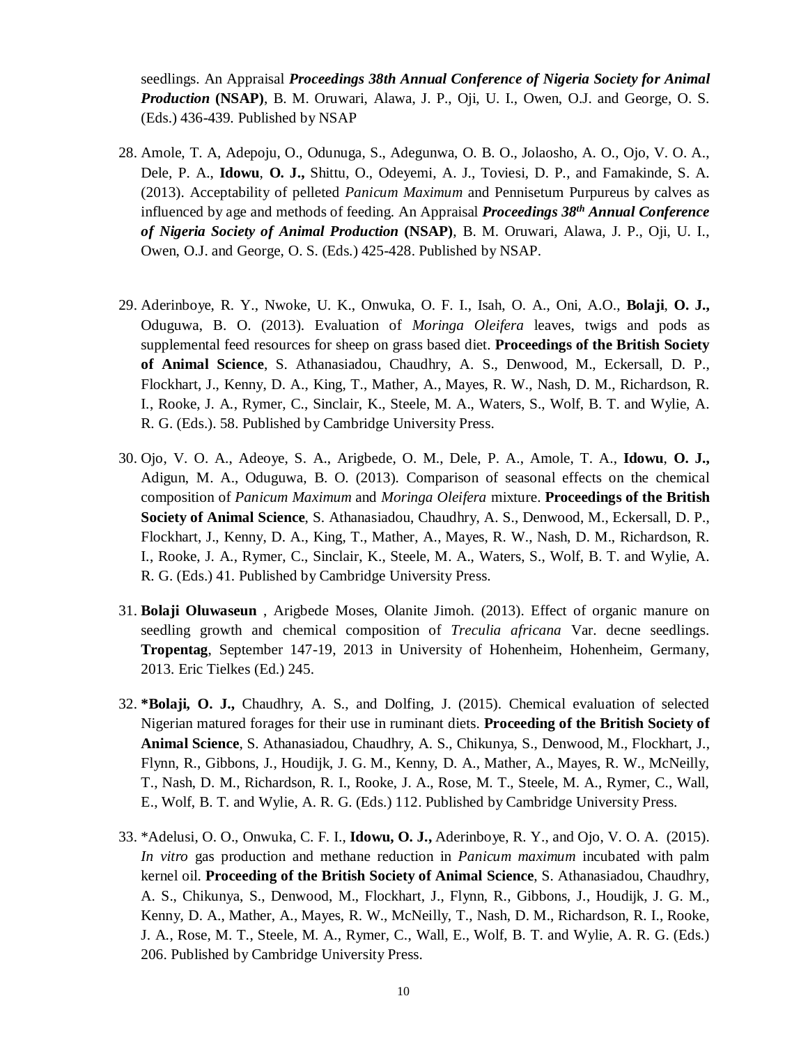seedlings. An Appraisal ***Proceedings 38th Annual Conference of Nigeria Society for Animal Production*** **(NSAP)**, B. M. Oruwari, Alawa, J. P., Oji, U. I., Owen, O.J. and George, O. S. (Eds.) 436-439. Published by NSAP

28. Amole, T. A, Adepoju, O., Odunuga, S., Adegunwa, O. B. O., Jolaosho, A. O., Ojo, V. O. A., Dele, P. A., **Idowu**, **O. J.,** Shittu, O., Odeyemi, A. J., Toviesi, D. P., and Famakinde, S. A. (2013). Acceptability of pelleted *Panicum Maximum* and Pennisetum Purpureus by calves as influenced by age and methods of feeding. An Appraisal ***Proceedings 38th Annual Conference of Nigeria Society of Animal Production*** **(NSAP)**, B. M. Oruwari, Alawa, J. P., Oji, U. I., Owen, O.J. and George, O. S. (Eds.) 425-428. Published by NSAP.

29. Aderinboye, R. Y., Nwoke, U. K., Onwuka, O. F. I., Isah, O. A., Oni, A.O., **Bolaji**, **O. J.,** Oduguwa, B. O. (2013). Evaluation of *Moringa Oleifera* leaves, twigs and pods as supplemental feed resources for sheep on grass based diet. **Proceedings of the British Society of Animal Science**, S. Athanasiadou, Chaudhry, A. S., Denwood, M., Eckersall, D. P., Flockhart, J., Kenny, D. A., King, T., Mather, A., Mayes, R. W., Nash, D. M., Richardson, R. I., Rooke, J. A., Rymer, C., Sinclair, K., Steele, M. A., Waters, S., Wolf, B. T. and Wylie, A. R. G. (Eds.). 58. Published by Cambridge University Press.

30. Ojo, V. O. A., Adeoye, S. A., Arigbede, O. M., Dele, P. A., Amole, T. A., **Idowu**, **O. J.,** Adigun, M. A., Oduguwa, B. O. (2013). Comparison of seasonal effects on the chemical composition of *Panicum Maximum* and *Moringa Oleifera* mixture. **Proceedings of the British Society of Animal Science**, S. Athanasiadou, Chaudhry, A. S., Denwood, M., Eckersall, D. P., Flockhart, J., Kenny, D. A., King, T., Mather, A., Mayes, R. W., Nash, D. M., Richardson, R. I., Rooke, J. A., Rymer, C., Sinclair, K., Steele, M. A., Waters, S., Wolf, B. T. and Wylie, A. R. G. (Eds.) 41. Published by Cambridge University Press.

31. **Bolaji Oluwaseun** , Arigbede Moses, Olanite Jimoh. (2013). Effect of organic manure on seedling growth and chemical composition of *Treculia africana* Var. decne seedlings. **Tropentag**, September 147-19, 2013 in University of Hohenheim, Hohenheim, Germany, 2013. Eric Tielkes (Ed.) 245.

32. ***Bolaji, O. J.,** Chaudhry, A. S., and Dolfing, J. (2015). Chemical evaluation of selected Nigerian matured forages for their use in ruminant diets. **Proceeding of the British Society of Animal Science**, S. Athanasiadou, Chaudhry, A. S., Chikunya, S., Denwood, M., Flockhart, J., Flynn, R., Gibbons, J., Houdijk, J. G. M., Kenny, D. A., Mather, A., Mayes, R. W., McNeilly, T., Nash, D. M., Richardson, R. I., Rooke, J. A., Rose, M. T., Steele, M. A., Rymer, C., Wall, E., Wolf, B. T. and Wylie, A. R. G. (Eds.) 112. Published by Cambridge University Press.

33. *Adelusi, O. O., Onwuka, C. F. I., **Idowu, O. J.,** Aderinboye, R. Y., and Ojo, V. O. A. (2015). *In vitro* gas production and methane reduction in *Panicum maximum* incubated with palm kernel oil. **Proceeding of the British Society of Animal Science**, S. Athanasiadou, Chaudhry, A. S., Chikunya, S., Denwood, M., Flockhart, J., Flynn, R., Gibbons, J., Houdijk, J. G. M., Kenny, D. A., Mather, A., Mayes, R. W., McNeilly, T., Nash, D. M., Richardson, R. I., Rooke, J. A., Rose, M. T., Steele, M. A., Rymer, C., Wall, E., Wolf, B. T. and Wylie, A. R. G. (Eds.) 206. Published by Cambridge University Press.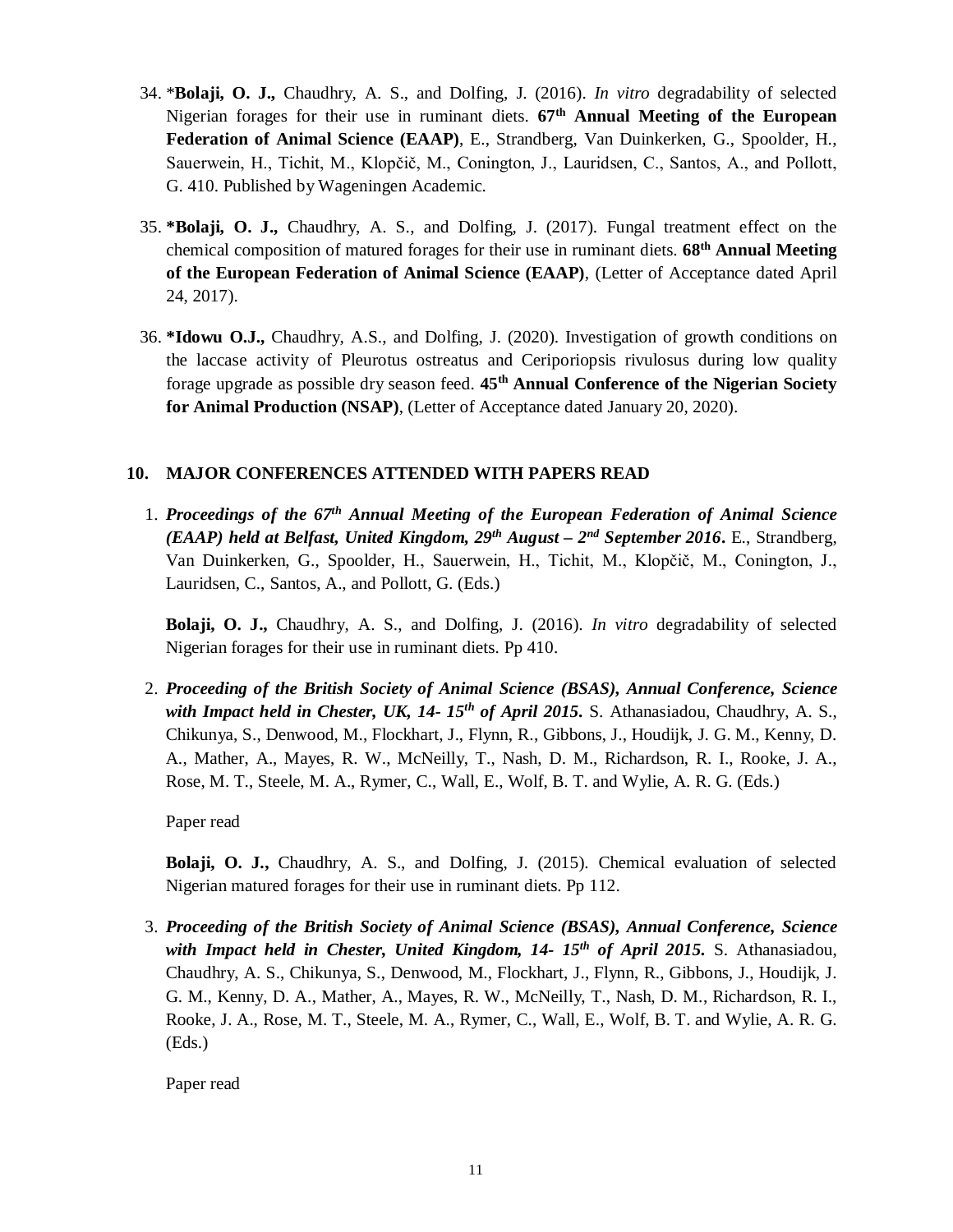34. ***Bolaji, O. J.,** Chaudhry, A. S., and Dolfing, J. (2016). *In vitro* degradability of selected Nigerian forages for their use in ruminant diets. **67th Annual Meeting of the European Federation of Animal Science (EAAP)**, E., Strandberg, Van Duinkerken, G., Spoolder, H., Sauerwein, H., Tichit, M., Klopčič, M., Conington, J., Lauridsen, C., Santos, A., and Pollott, G. 410. Published by Wageningen Academic.

35. ***Bolaji, O. J.,** Chaudhry, A. S., and Dolfing, J. (2017). Fungal treatment effect on the chemical composition of matured forages for their use in ruminant diets. **68th Annual Meeting of the European Federation of Animal Science (EAAP)**, (Letter of Acceptance dated April 24, 2017).

36. ***Idowu O.J.,** Chaudhry, A.S., and Dolfing, J. (2020). Investigation of growth conditions on the laccase activity of Pleurotus ostreatus and Ceriporiopsis rivulosus during low quality forage upgrade as possible dry season feed. **45th Annual Conference of the Nigerian Society for Animal Production (NSAP)**, (Letter of Acceptance dated January 20, 2020).

## 10. MAJOR CONFERENCES ATTENDED WITH PAPERS READ

1. ***Proceedings of the 67th Annual Meeting of the European Federation of Animal Science (EAAP) held at Belfast, United Kingdom, 29th August – 2nd September 2016.*** E., Strandberg, Van Duinkerken, G., Spoolder, H., Sauerwein, H., Tichit, M., Klopčič, M., Conington, J., Lauridsen, C., Santos, A., and Pollott, G. (Eds.)

   **Bolaji, O. J.,** Chaudhry, A. S., and Dolfing, J. (2016). *In vitro* degradability of selected Nigerian forages for their use in ruminant diets. Pp 410.

2. ***Proceeding of the British Society of Animal Science (BSAS), Annual Conference, Science with Impact held in Chester, UK, 14- 15th of April 2015.*** S. Athanasiadou, Chaudhry, A. S., Chikunya, S., Denwood, M., Flockhart, J., Flynn, R., Gibbons, J., Houdijk, J. G. M., Kenny, D. A., Mather, A., Mayes, R. W., McNeilly, T., Nash, D. M., Richardson, R. I., Rooke, J. A., Rose, M. T., Steele, M. A., Rymer, C., Wall, E., Wolf, B. T. and Wylie, A. R. G. (Eds.)

   Paper read

   **Bolaji, O. J.,** Chaudhry, A. S., and Dolfing, J. (2015). Chemical evaluation of selected Nigerian matured forages for their use in ruminant diets. Pp 112.

3. ***Proceeding of the British Society of Animal Science (BSAS), Annual Conference, Science with Impact held in Chester, United Kingdom, 14- 15th of April 2015.*** S. Athanasiadou, Chaudhry, A. S., Chikunya, S., Denwood, M., Flockhart, J., Flynn, R., Gibbons, J., Houdijk, J. G. M., Kenny, D. A., Mather, A., Mayes, R. W., McNeilly, T., Nash, D. M., Richardson, R. I., Rooke, J. A., Rose, M. T., Steele, M. A., Rymer, C., Wall, E., Wolf, B. T. and Wylie, A. R. G. (Eds.)

   Paper read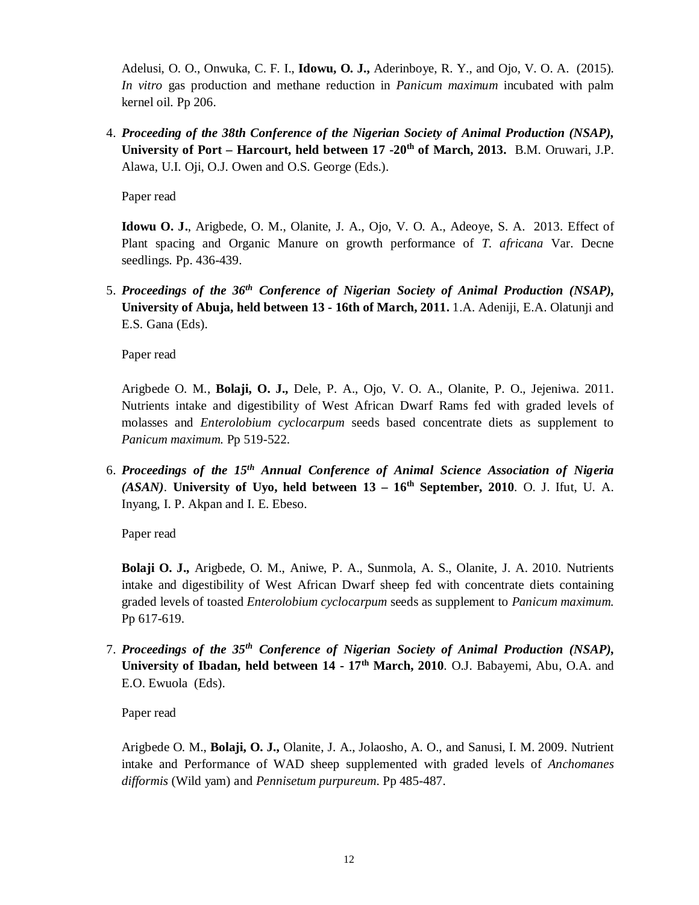Adelusi, O. O., Onwuka, C. F. I., **Idowu, O. J.,** Aderinboye, R. Y., and Ojo, V. O. A. (2015). *In vitro* gas production and methane reduction in *Panicum maximum* incubated with palm kernel oil. Pp 206.

4. ***Proceeding of the 38th Conference of the Nigerian Society of Animal Production (NSAP),* University of Port – Harcourt, held between 17 -20th of March, 2013.** B.M. Oruwari, J.P. Alawa, U.I. Oji, O.J. Owen and O.S. George (Eds.).

   Paper read

   **Idowu O. J.**, Arigbede, O. M., Olanite, J. A., Ojo, V. O. A., Adeoye, S. A. 2013. Effect of Plant spacing and Organic Manure on growth performance of *T. africana* Var. Decne seedlings. Pp. 436-439.

5. ***Proceedings of the 36th Conference of Nigerian Society of Animal Production (NSAP),* University of Abuja, held between 13 - 16th of March, 2011.** 1.A. Adeniji, E.A. Olatunji and E.S. Gana (Eds).

   Paper read

   Arigbede O. M., **Bolaji, O. J.,** Dele, P. A., Ojo, V. O. A., Olanite, P. O., Jejeniwa. 2011. Nutrients intake and digestibility of West African Dwarf Rams fed with graded levels of molasses and *Enterolobium cyclocarpum* seeds based concentrate diets as supplement to *Panicum maximum.* Pp 519-522.

6. ***Proceedings of the 15th Annual Conference of Animal Science Association of Nigeria (ASAN)*. University of Uyo, held between 13 – 16th September, 2010**. O. J. Ifut, U. A. Inyang, I. P. Akpan and I. E. Ebeso.

   Paper read

   **Bolaji O. J.,** Arigbede, O. M., Aniwe, P. A., Sunmola, A. S., Olanite, J. A. 2010. Nutrients intake and digestibility of West African Dwarf sheep fed with concentrate diets containing graded levels of toasted *Enterolobium cyclocarpum* seeds as supplement to *Panicum maximum.* Pp 617-619.

7. ***Proceedings of the 35th Conference of Nigerian Society of Animal Production (NSAP),* University of Ibadan, held between 14 - 17th March, 2010**. O.J. Babayemi, Abu, O.A. and E.O. Ewuola (Eds).

   Paper read

   Arigbede O. M., **Bolaji, O. J.,** Olanite, J. A., Jolaosho, A. O., and Sanusi, I. M. 2009. Nutrient intake and Performance of WAD sheep supplemented with graded levels of *Anchomanes difformis* (Wild yam) and *Pennisetum purpureum*. Pp 485-487.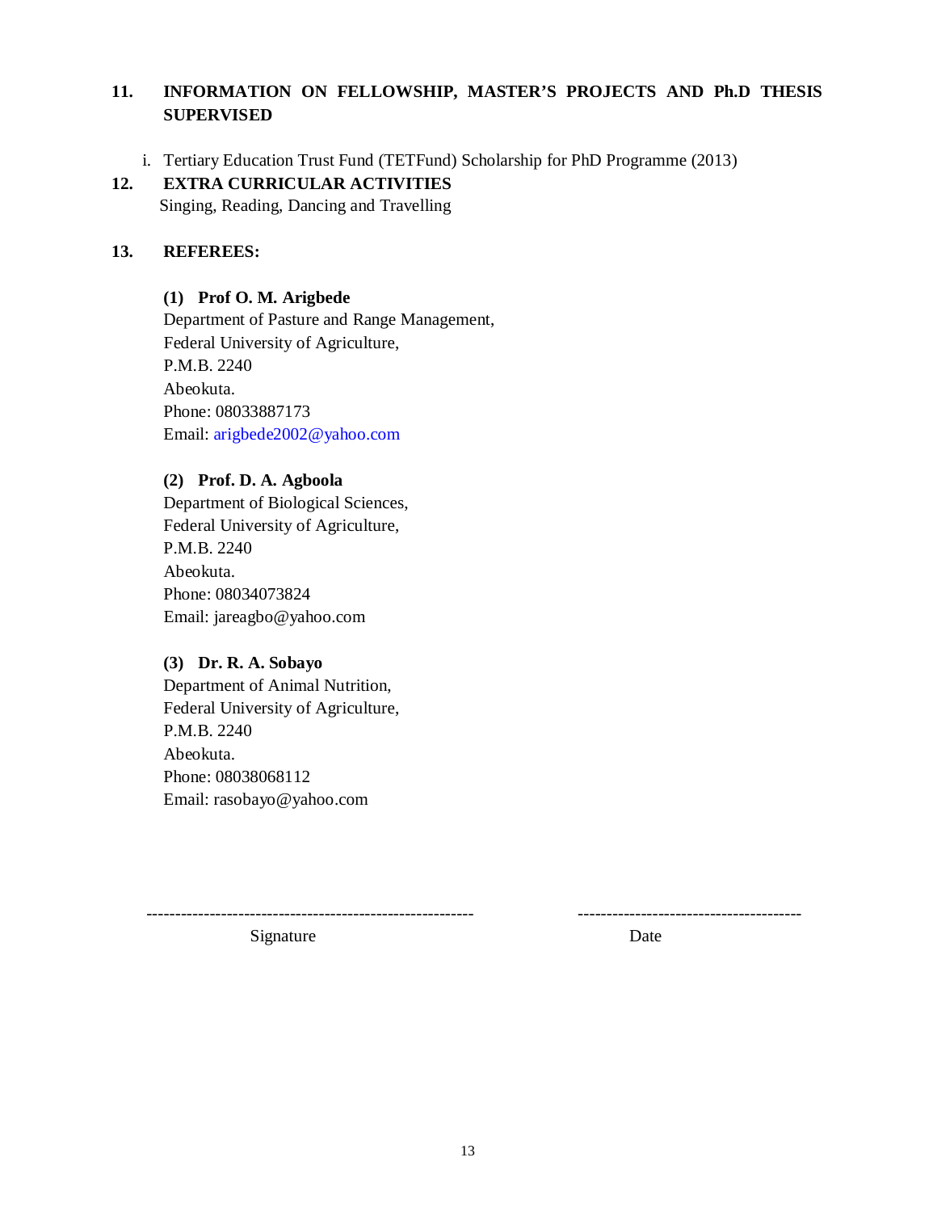## 11. INFORMATION ON FELLOWSHIP, MASTER'S PROJECTS AND Ph.D THESIS SUPERVISED

i. Tertiary Education Trust Fund (TETFund) Scholarship for PhD Programme (2013)

## 12. EXTRA CURRICULAR ACTIVITIES

Singing, Reading, Dancing and Travelling

## 13. REFEREES:

**(1) Prof O. M. Arigbede**
Department of Pasture and Range Management,
Federal University of Agriculture,
P.M.B. 2240
Abeokuta.
Phone: 08033887173
Email: arigbede2002@yahoo.com

**(2) Prof. D. A. Agboola**
Department of Biological Sciences,
Federal University of Agriculture,
P.M.B. 2240
Abeokuta.
Phone: 08034073824
Email: jareagbo@yahoo.com

**(3) Dr. R. A. Sobayo**
Department of Animal Nutrition,
Federal University of Agriculture,
P.M.B. 2240
Abeokuta.
Phone: 08038068112
Email: rasobayo@yahoo.com

-------------------------------------------------------- --------------------------------------

Signature Date